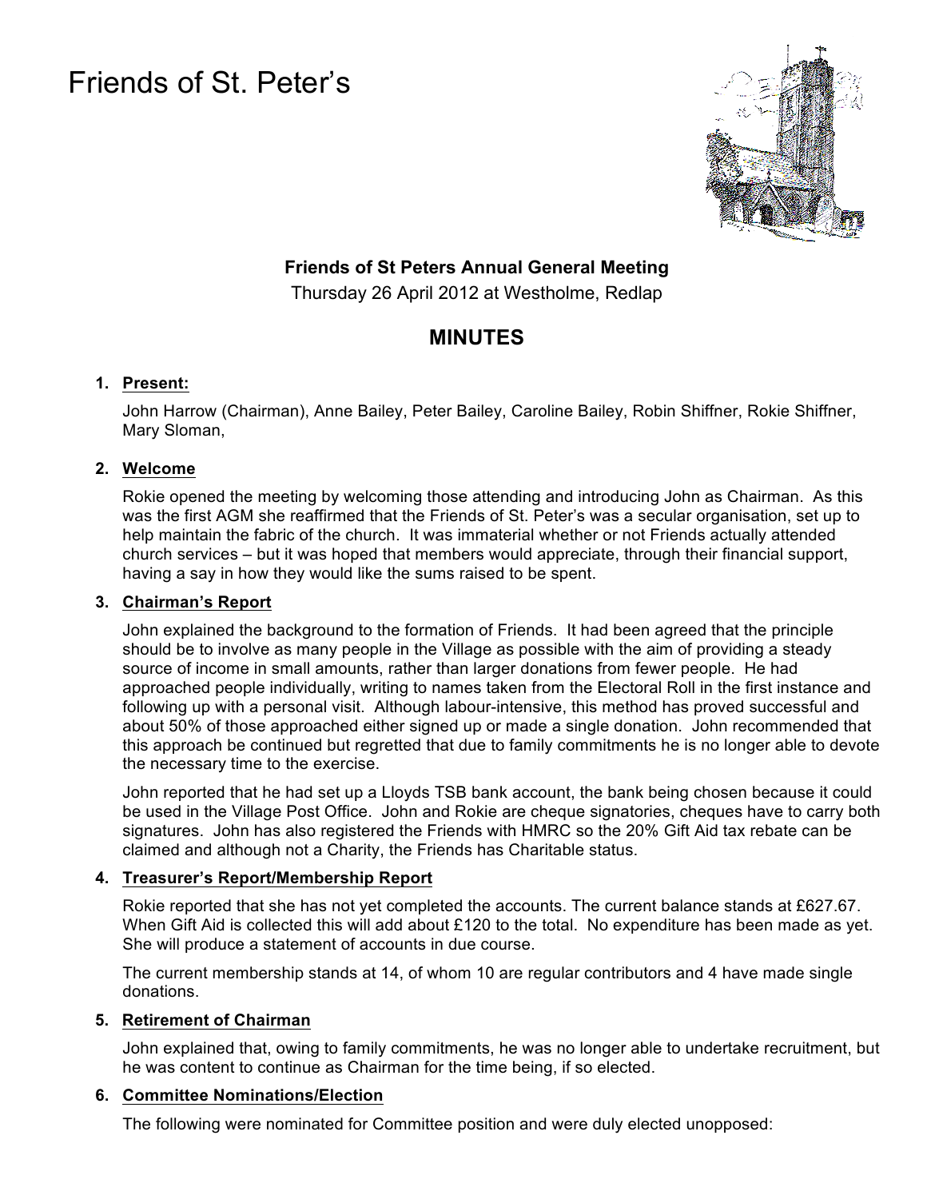# Friends of St. Peter's

**Friends of St Peters Annual General Meeting**

Thursday 26 April 2012 at Westholme, Redlap

## MINUTES

1. **Present:**

   John Harrow (Chairman), Anne Bailey, Peter Bailey, Caroline Bailey, Robin Shiffner, Rokie Shiffner, Mary Sloman,

2. **Welcome**

   Rokie opened the meeting by welcoming those attending and introducing John as Chairman. As this was the first AGM she reaffirmed that the Friends of St. Peter's was a secular organisation, set up to help maintain the fabric of the church. It was immaterial whether or not Friends actually attended church services – but it was hoped that members would appreciate, through their financial support, having a say in how they would like the sums raised to be spent.

3. **Chairman's Report**

   John explained the background to the formation of Friends. It had been agreed that the principle should be to involve as many people in the Village as possible with the aim of providing a steady source of income in small amounts, rather than larger donations from fewer people. He had approached people individually, writing to names taken from the Electoral Roll in the first instance and following up with a personal visit. Although labour-intensive, this method has proved successful and about 50% of those approached either signed up or made a single donation. John recommended that this approach be continued but regretted that due to family commitments he is no longer able to devote the necessary time to the exercise.

   John reported that he had set up a Lloyds TSB bank account, the bank being chosen because it could be used in the Village Post Office. John and Rokie are cheque signatories, cheques have to carry both signatures. John has also registered the Friends with HMRC so the 20% Gift Aid tax rebate can be claimed and although not a Charity, the Friends has Charitable status.

4. **Treasurer's Report/Membership Report**

   Rokie reported that she has not yet completed the accounts. The current balance stands at £627.67. When Gift Aid is collected this will add about £120 to the total. No expenditure has been made as yet. She will produce a statement of accounts in due course.

   The current membership stands at 14, of whom 10 are regular contributors and 4 have made single donations.

5. **Retirement of Chairman**

   John explained that, owing to family commitments, he was no longer able to undertake recruitment, but he was content to continue as Chairman for the time being, if so elected.

6. **Committee Nominations/Election**

   The following were nominated for Committee position and were duly elected unopposed: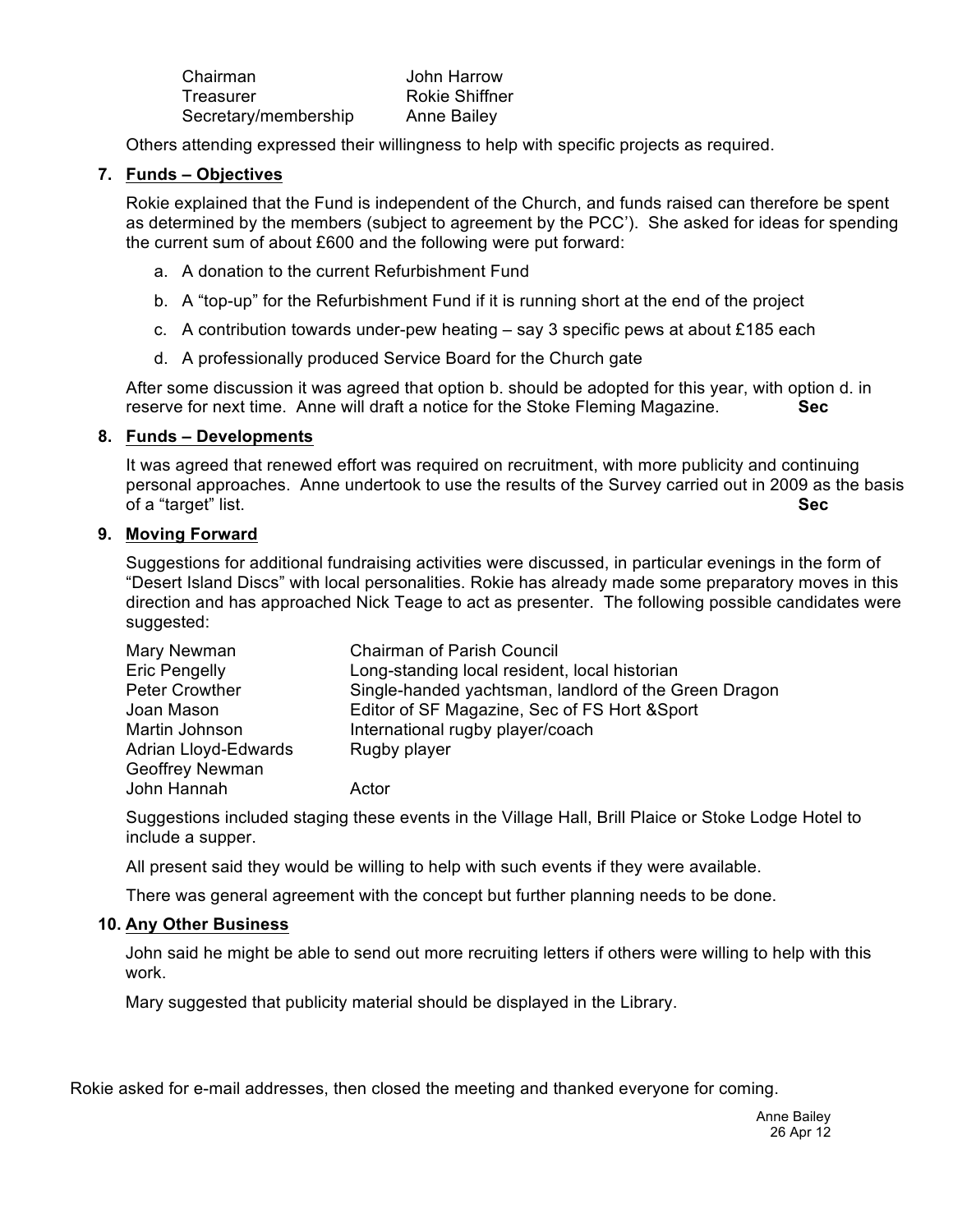| | |
|---|---|
| Chairman | John Harrow |
| Treasurer | Rokie Shiffner |
| Secretary/membership | Anne Bailey |

Others attending expressed their willingness to help with specific projects as required.

7. **Funds – Objectives**

   Rokie explained that the Fund is independent of the Church, and funds raised can therefore be spent as determined by the members (subject to agreement by the PCC'). She asked for ideas for spending the current sum of about £600 and the following were put forward:

   a. A donation to the current Refurbishment Fund

   b. A "top-up" for the Refurbishment Fund if it is running short at the end of the project

   c. A contribution towards under-pew heating – say 3 specific pews at about £185 each

   d. A professionally produced Service Board for the Church gate

   After some discussion it was agreed that option b. should be adopted for this year, with option d. in reserve for next time. Anne will draft a notice for the Stoke Fleming Magazine. **Sec**

8. **Funds – Developments**

   It was agreed that renewed effort was required on recruitment, with more publicity and continuing personal approaches. Anne undertook to use the results of the Survey carried out in 2009 as the basis of a "target" list. **Sec**

9. **Moving Forward**

   Suggestions for additional fundraising activities were discussed, in particular evenings in the form of "Desert Island Discs" with local personalities. Rokie has already made some preparatory moves in this direction and has approached Nick Teage to act as presenter. The following possible candidates were suggested:

   | | |
   |---|---|
   | Mary Newman | Chairman of Parish Council |
   | Eric Pengelly | Long-standing local resident, local historian |
   | Peter Crowther | Single-handed yachtsman, landlord of the Green Dragon |
   | Joan Mason | Editor of SF Magazine, Sec of FS Hort &Sport |
   | Martin Johnson | International rugby player/coach |
   | Adrian Lloyd-Edwards | Rugby player |
   | Geoffrey Newman | |
   | John Hannah | Actor |

   Suggestions included staging these events in the Village Hall, Brill Plaice or Stoke Lodge Hotel to include a supper.

   All present said they would be willing to help with such events if they were available.

   There was general agreement with the concept but further planning needs to be done.

10. **Any Other Business**

    John said he might be able to send out more recruiting letters if others were willing to help with this work.

    Mary suggested that publicity material should be displayed in the Library.

Rokie asked for e-mail addresses, then closed the meeting and thanked everyone for coming.

Anne Bailey
26 Apr 12